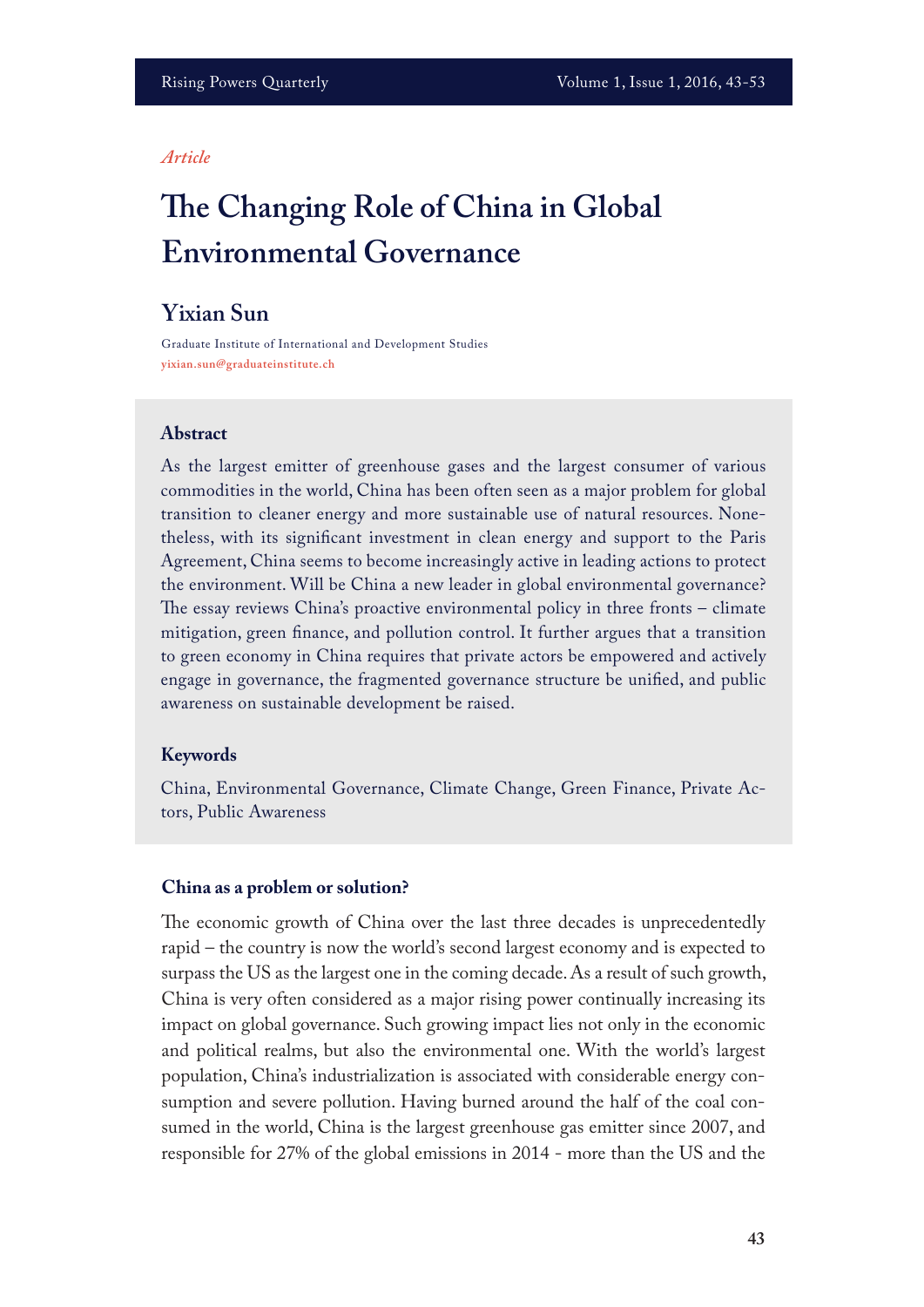*Article*

# The Changing Role of China in Global Environmental Governance

## Yixian Sun

Graduate Institute of International and Development Studies
yixian.sun@graduateinstitute.ch

### Abstract

As the largest emitter of greenhouse gases and the largest consumer of various commodities in the world, China has been often seen as a major problem for global transition to cleaner energy and more sustainable use of natural resources. Nonetheless, with its significant investment in clean energy and support to the Paris Agreement, China seems to become increasingly active in leading actions to protect the environment. Will be China a new leader in global environmental governance? The essay reviews China's proactive environmental policy in three fronts – climate mitigation, green finance, and pollution control. It further argues that a transition to green economy in China requires that private actors be empowered and actively engage in governance, the fragmented governance structure be unified, and public awareness on sustainable development be raised.

### Keywords

China, Environmental Governance, Climate Change, Green Finance, Private Actors, Public Awareness

### China as a problem or solution?

The economic growth of China over the last three decades is unprecedentedly rapid – the country is now the world's second largest economy and is expected to surpass the US as the largest one in the coming decade. As a result of such growth, China is very often considered as a major rising power continually increasing its impact on global governance. Such growing impact lies not only in the economic and political realms, but also the environmental one. With the world's largest population, China's industrialization is associated with considerable energy consumption and severe pollution. Having burned around the half of the coal consumed in the world, China is the largest greenhouse gas emitter since 2007, and responsible for 27% of the global emissions in 2014 - more than the US and the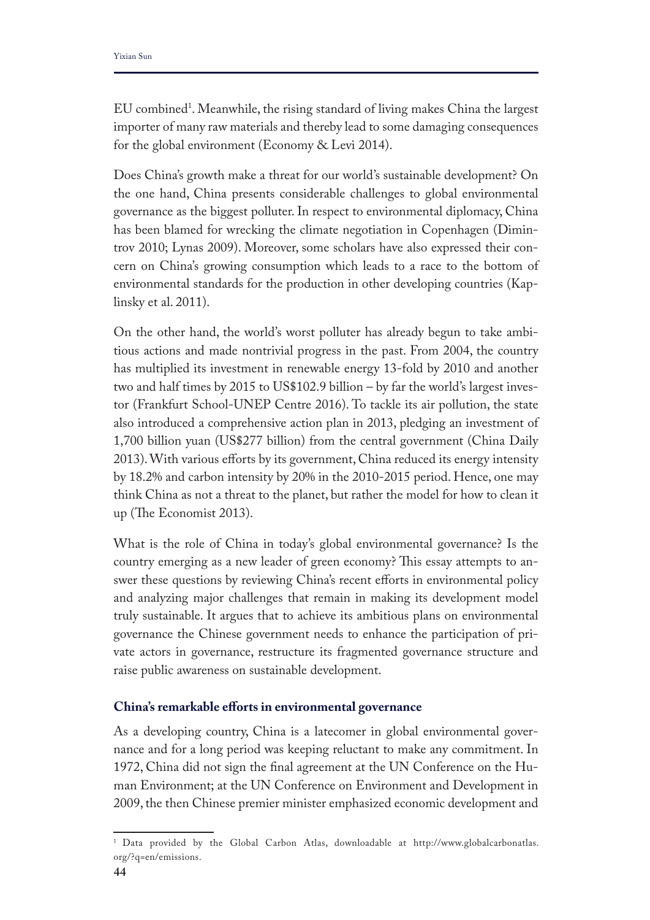EU combined[1]. Meanwhile, the rising standard of living makes China the largest importer of many raw materials and thereby lead to some damaging consequences for the global environment (Economy & Levi 2014).

Does China's growth make a threat for our world's sustainable development? On the one hand, China presents considerable challenges to global environmental governance as the biggest polluter. In respect to environmental diplomacy, China has been blamed for wrecking the climate negotiation in Copenhagen (Dimintrov 2010; Lynas 2009). Moreover, some scholars have also expressed their concern on China's growing consumption which leads to a race to the bottom of environmental standards for the production in other developing countries (Kaplinsky et al. 2011).

On the other hand, the world's worst polluter has already begun to take ambitious actions and made nontrivial progress in the past. From 2004, the country has multiplied its investment in renewable energy 13-fold by 2010 and another two and half times by 2015 to US$102.9 billion – by far the world's largest investor (Frankfurt School-UNEP Centre 2016). To tackle its air pollution, the state also introduced a comprehensive action plan in 2013, pledging an investment of 1,700 billion yuan (US$277 billion) from the central government (China Daily 2013). With various efforts by its government, China reduced its energy intensity by 18.2% and carbon intensity by 20% in the 2010-2015 period. Hence, one may think China as not a threat to the planet, but rather the model for how to clean it up (The Economist 2013).

What is the role of China in today's global environmental governance? Is the country emerging as a new leader of green economy? This essay attempts to answer these questions by reviewing China's recent efforts in environmental policy and analyzing major challenges that remain in making its development model truly sustainable. It argues that to achieve its ambitious plans on environmental governance the Chinese government needs to enhance the participation of private actors in governance, restructure its fragmented governance structure and raise public awareness on sustainable development.

**China's remarkable efforts in environmental governance**

As a developing country, China is a latecomer in global environmental governance and for a long period was keeping reluctant to make any commitment. In 1972, China did not sign the final agreement at the UN Conference on the Human Environment; at the UN Conference on Environment and Development in 2009, the then Chinese premier minister emphasized economic development and

[1] Data provided by the Global Carbon Atlas, downloadable at http://www.globalcarbonatlas.org/?q=en/emissions.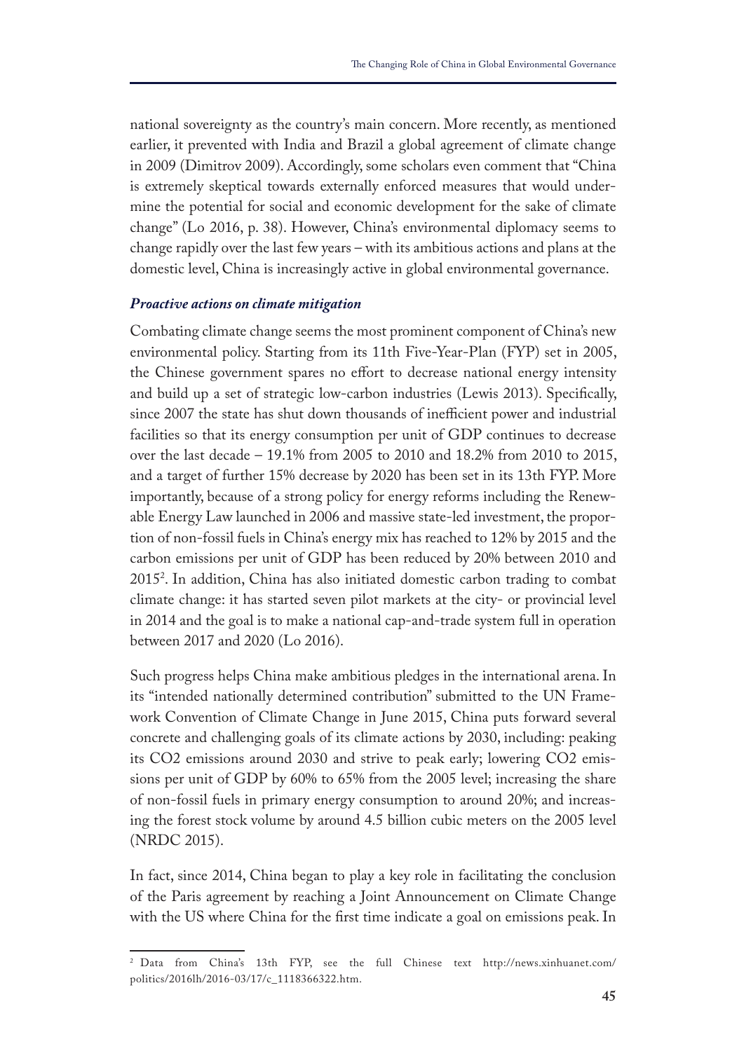national sovereignty as the country's main concern. More recently, as mentioned earlier, it prevented with India and Brazil a global agreement of climate change in 2009 (Dimitrov 2009). Accordingly, some scholars even comment that "China is extremely skeptical towards externally enforced measures that would undermine the potential for social and economic development for the sake of climate change" (Lo 2016, p. 38). However, China's environmental diplomacy seems to change rapidly over the last few years – with its ambitious actions and plans at the domestic level, China is increasingly active in global environmental governance.

***Proactive actions on climate mitigation***

Combating climate change seems the most prominent component of China's new environmental policy. Starting from its 11th Five-Year-Plan (FYP) set in 2005, the Chinese government spares no effort to decrease national energy intensity and build up a set of strategic low-carbon industries (Lewis 2013). Specifically, since 2007 the state has shut down thousands of inefficient power and industrial facilities so that its energy consumption per unit of GDP continues to decrease over the last decade – 19.1% from 2005 to 2010 and 18.2% from 2010 to 2015, and a target of further 15% decrease by 2020 has been set in its 13th FYP. More importantly, because of a strong policy for energy reforms including the Renewable Energy Law launched in 2006 and massive state-led investment, the proportion of non-fossil fuels in China's energy mix has reached to 12% by 2015 and the carbon emissions per unit of GDP has been reduced by 20% between 2010 and 2015[2]. In addition, China has also initiated domestic carbon trading to combat climate change: it has started seven pilot markets at the city- or provincial level in 2014 and the goal is to make a national cap-and-trade system full in operation between 2017 and 2020 (Lo 2016).

Such progress helps China make ambitious pledges in the international arena. In its "intended nationally determined contribution" submitted to the UN Framework Convention of Climate Change in June 2015, China puts forward several concrete and challenging goals of its climate actions by 2030, including: peaking its $CO_2$ emissions around 2030 and strive to peak early; lowering $CO_2$ emissions per unit of GDP by 60% to 65% from the 2005 level; increasing the share of non-fossil fuels in primary energy consumption to around 20%; and increasing the forest stock volume by around 4.5 billion cubic meters on the 2005 level (NRDC 2015).

In fact, since 2014, China began to play a key role in facilitating the conclusion of the Paris agreement by reaching a Joint Announcement on Climate Change with the US where China for the first time indicate a goal on emissions peak. In

[2] Data from China's 13th FYP, see the full Chinese text http://news.xinhuanet.com/politics/2016lh/2016-03/17/c_1118366322.htm.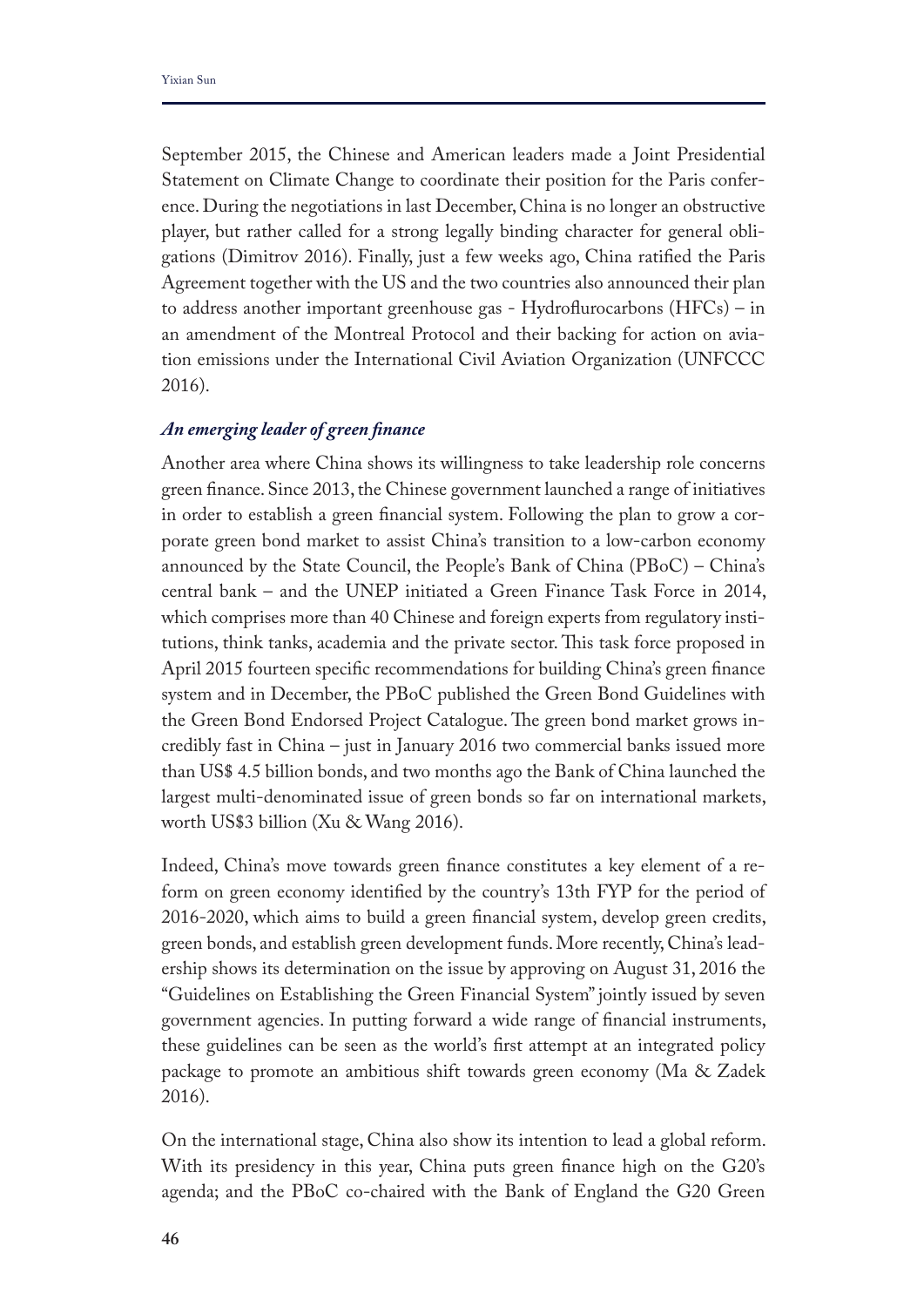September 2015, the Chinese and American leaders made a Joint Presidential Statement on Climate Change to coordinate their position for the Paris conference. During the negotiations in last December, China is no longer an obstructive player, but rather called for a strong legally binding character for general obligations (Dimitrov 2016). Finally, just a few weeks ago, China ratified the Paris Agreement together with the US and the two countries also announced their plan to address another important greenhouse gas - Hydroflurocarbons (HFCs) – in an amendment of the Montreal Protocol and their backing for action on aviation emissions under the International Civil Aviation Organization (UNFCCC 2016).

### *An emerging leader of green finance*

Another area where China shows its willingness to take leadership role concerns green finance. Since 2013, the Chinese government launched a range of initiatives in order to establish a green financial system. Following the plan to grow a corporate green bond market to assist China's transition to a low-carbon economy announced by the State Council, the People's Bank of China (PBoC) – China's central bank – and the UNEP initiated a Green Finance Task Force in 2014, which comprises more than 40 Chinese and foreign experts from regulatory institutions, think tanks, academia and the private sector. This task force proposed in April 2015 fourteen specific recommendations for building China's green finance system and in December, the PBoC published the Green Bond Guidelines with the Green Bond Endorsed Project Catalogue. The green bond market grows incredibly fast in China – just in January 2016 two commercial banks issued more than US$ 4.5 billion bonds, and two months ago the Bank of China launched the largest multi-denominated issue of green bonds so far on international markets, worth US$3 billion (Xu & Wang 2016).

Indeed, China's move towards green finance constitutes a key element of a reform on green economy identified by the country's 13th FYP for the period of 2016-2020, which aims to build a green financial system, develop green credits, green bonds, and establish green development funds. More recently, China's leadership shows its determination on the issue by approving on August 31, 2016 the "Guidelines on Establishing the Green Financial System" jointly issued by seven government agencies. In putting forward a wide range of financial instruments, these guidelines can be seen as the world's first attempt at an integrated policy package to promote an ambitious shift towards green economy (Ma & Zadek 2016).

On the international stage, China also show its intention to lead a global reform. With its presidency in this year, China puts green finance high on the G20's agenda; and the PBoC co-chaired with the Bank of England the G20 Green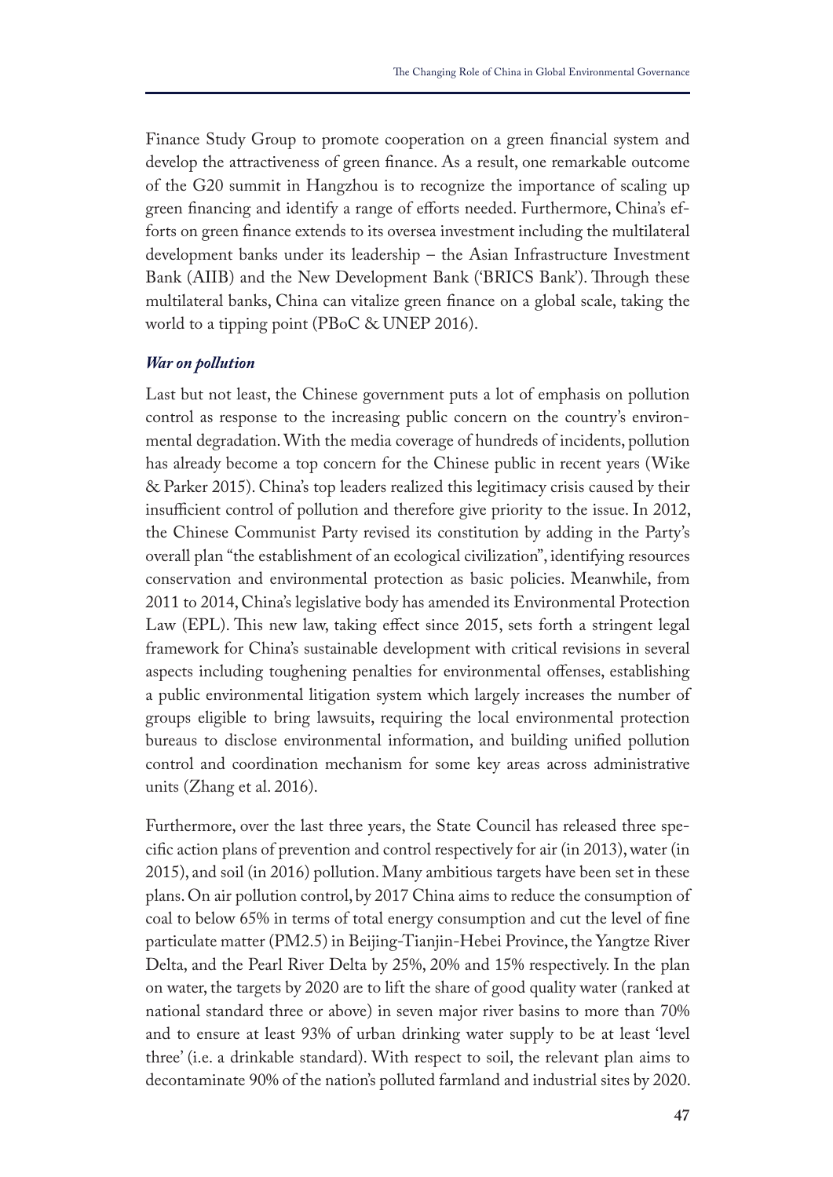Finance Study Group to promote cooperation on a green financial system and develop the attractiveness of green finance. As a result, one remarkable outcome of the G20 summit in Hangzhou is to recognize the importance of scaling up green financing and identify a range of efforts needed. Furthermore, China's efforts on green finance extends to its oversea investment including the multilateral development banks under its leadership – the Asian Infrastructure Investment Bank (AIIB) and the New Development Bank ('BRICS Bank'). Through these multilateral banks, China can vitalize green finance on a global scale, taking the world to a tipping point (PBoC & UNEP 2016).

### *War on pollution*

Last but not least, the Chinese government puts a lot of emphasis on pollution control as response to the increasing public concern on the country's environmental degradation. With the media coverage of hundreds of incidents, pollution has already become a top concern for the Chinese public in recent years (Wike & Parker 2015). China's top leaders realized this legitimacy crisis caused by their insufficient control of pollution and therefore give priority to the issue. In 2012, the Chinese Communist Party revised its constitution by adding in the Party's overall plan "the establishment of an ecological civilization", identifying resources conservation and environmental protection as basic policies. Meanwhile, from 2011 to 2014, China's legislative body has amended its Environmental Protection Law (EPL). This new law, taking effect since 2015, sets forth a stringent legal framework for China's sustainable development with critical revisions in several aspects including toughening penalties for environmental offenses, establishing a public environmental litigation system which largely increases the number of groups eligible to bring lawsuits, requiring the local environmental protection bureaus to disclose environmental information, and building unified pollution control and coordination mechanism for some key areas across administrative units (Zhang et al. 2016).

Furthermore, over the last three years, the State Council has released three specific action plans of prevention and control respectively for air (in 2013), water (in 2015), and soil (in 2016) pollution. Many ambitious targets have been set in these plans. On air pollution control, by 2017 China aims to reduce the consumption of coal to below 65% in terms of total energy consumption and cut the level of fine particulate matter (PM2.5) in Beijing-Tianjin-Hebei Province, the Yangtze River Delta, and the Pearl River Delta by 25%, 20% and 15% respectively. In the plan on water, the targets by 2020 are to lift the share of good quality water (ranked at national standard three or above) in seven major river basins to more than 70% and to ensure at least 93% of urban drinking water supply to be at least 'level three' (i.e. a drinkable standard). With respect to soil, the relevant plan aims to decontaminate 90% of the nation's polluted farmland and industrial sites by 2020.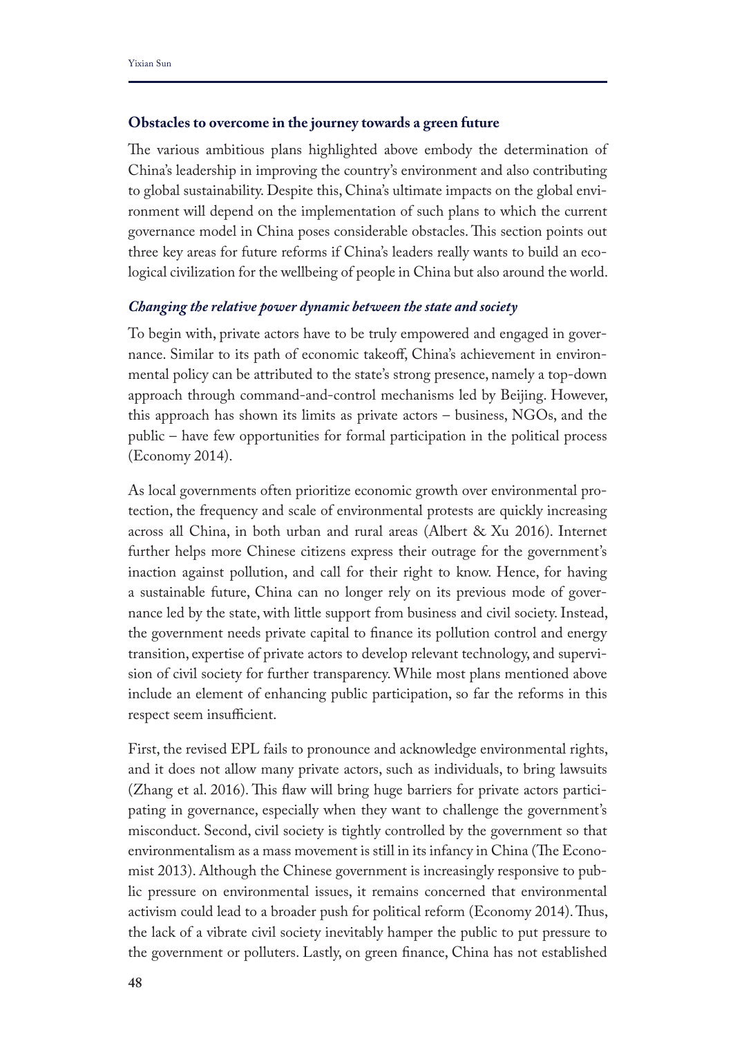### Obstacles to overcome in the journey towards a green future

The various ambitious plans highlighted above embody the determination of China's leadership in improving the country's environment and also contributing to global sustainability. Despite this, China's ultimate impacts on the global environment will depend on the implementation of such plans to which the current governance model in China poses considerable obstacles. This section points out three key areas for future reforms if China's leaders really wants to build an ecological civilization for the wellbeing of people in China but also around the world.

#### *Changing the relative power dynamic between the state and society*

To begin with, private actors have to be truly empowered and engaged in governance. Similar to its path of economic takeoff, China's achievement in environmental policy can be attributed to the state's strong presence, namely a top-down approach through command-and-control mechanisms led by Beijing. However, this approach has shown its limits as private actors – business, NGOs, and the public – have few opportunities for formal participation in the political process (Economy 2014).

As local governments often prioritize economic growth over environmental protection, the frequency and scale of environmental protests are quickly increasing across all China, in both urban and rural areas (Albert & Xu 2016). Internet further helps more Chinese citizens express their outrage for the government's inaction against pollution, and call for their right to know. Hence, for having a sustainable future, China can no longer rely on its previous mode of governance led by the state, with little support from business and civil society. Instead, the government needs private capital to finance its pollution control and energy transition, expertise of private actors to develop relevant technology, and supervision of civil society for further transparency. While most plans mentioned above include an element of enhancing public participation, so far the reforms in this respect seem insufficient.

First, the revised EPL fails to pronounce and acknowledge environmental rights, and it does not allow many private actors, such as individuals, to bring lawsuits (Zhang et al. 2016). This flaw will bring huge barriers for private actors participating in governance, especially when they want to challenge the government's misconduct. Second, civil society is tightly controlled by the government so that environmentalism as a mass movement is still in its infancy in China (The Economist 2013). Although the Chinese government is increasingly responsive to public pressure on environmental issues, it remains concerned that environmental activism could lead to a broader push for political reform (Economy 2014). Thus, the lack of a vibrate civil society inevitably hamper the public to put pressure to the government or polluters. Lastly, on green finance, China has not established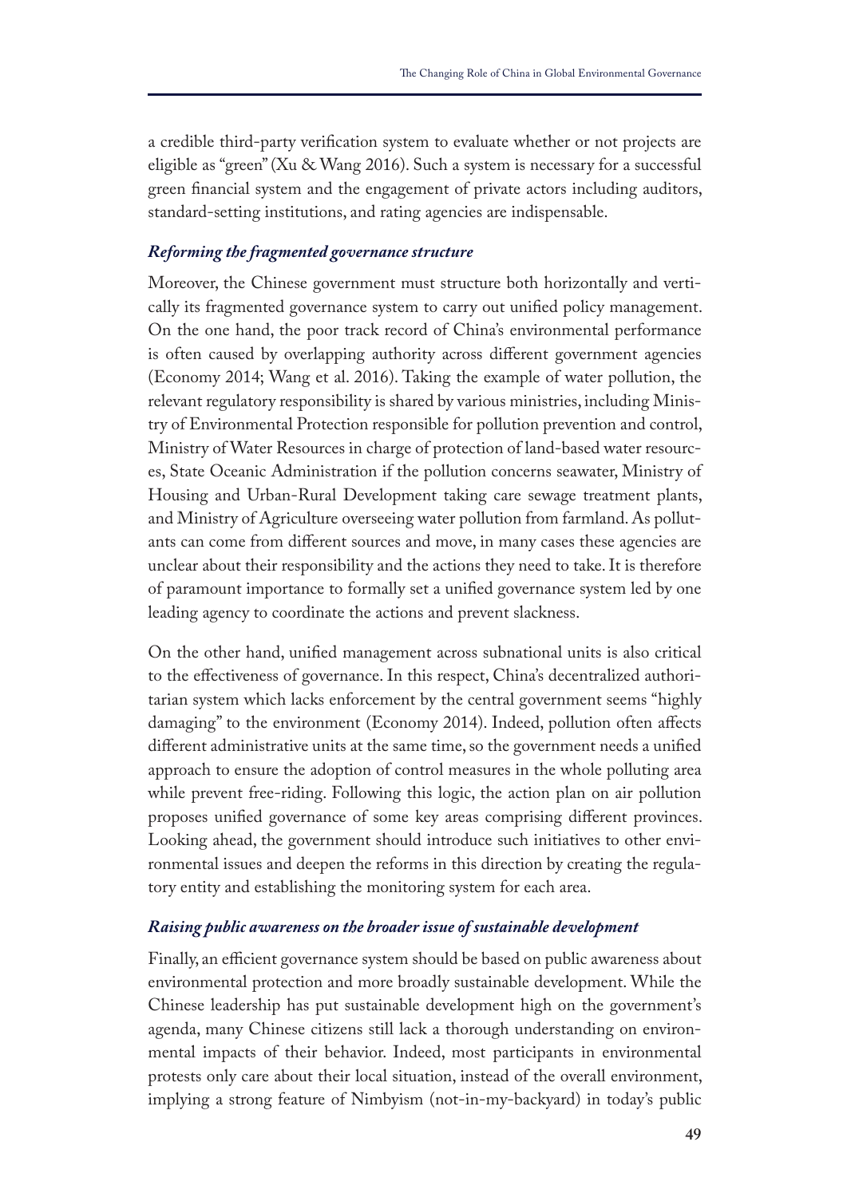a credible third-party verification system to evaluate whether or not projects are eligible as "green" (Xu & Wang 2016). Such a system is necessary for a successful green financial system and the engagement of private actors including auditors, standard-setting institutions, and rating agencies are indispensable.

### *Reforming the fragmented governance structure*

Moreover, the Chinese government must structure both horizontally and vertically its fragmented governance system to carry out unified policy management. On the one hand, the poor track record of China's environmental performance is often caused by overlapping authority across different government agencies (Economy 2014; Wang et al. 2016). Taking the example of water pollution, the relevant regulatory responsibility is shared by various ministries, including Ministry of Environmental Protection responsible for pollution prevention and control, Ministry of Water Resources in charge of protection of land-based water resources, State Oceanic Administration if the pollution concerns seawater, Ministry of Housing and Urban-Rural Development taking care sewage treatment plants, and Ministry of Agriculture overseeing water pollution from farmland. As pollutants can come from different sources and move, in many cases these agencies are unclear about their responsibility and the actions they need to take. It is therefore of paramount importance to formally set a unified governance system led by one leading agency to coordinate the actions and prevent slackness.

On the other hand, unified management across subnational units is also critical to the effectiveness of governance. In this respect, China's decentralized authoritarian system which lacks enforcement by the central government seems "highly damaging" to the environment (Economy 2014). Indeed, pollution often affects different administrative units at the same time, so the government needs a unified approach to ensure the adoption of control measures in the whole polluting area while prevent free-riding. Following this logic, the action plan on air pollution proposes unified governance of some key areas comprising different provinces. Looking ahead, the government should introduce such initiatives to other environmental issues and deepen the reforms in this direction by creating the regulatory entity and establishing the monitoring system for each area.

### *Raising public awareness on the broader issue of sustainable development*

Finally, an efficient governance system should be based on public awareness about environmental protection and more broadly sustainable development. While the Chinese leadership has put sustainable development high on the government's agenda, many Chinese citizens still lack a thorough understanding on environmental impacts of their behavior. Indeed, most participants in environmental protests only care about their local situation, instead of the overall environment, implying a strong feature of Nimbyism (not-in-my-backyard) in today's public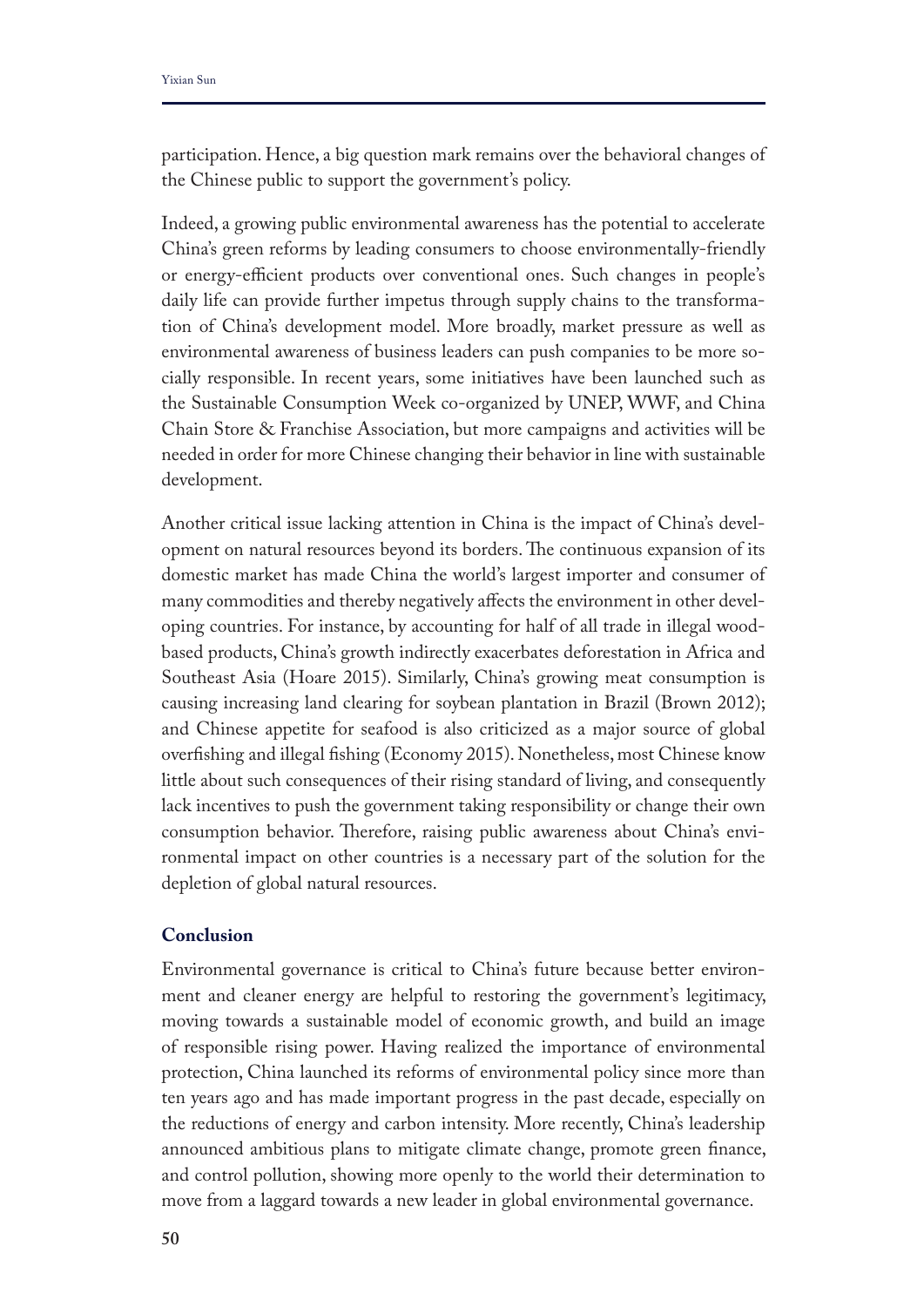participation. Hence, a big question mark remains over the behavioral changes of the Chinese public to support the government's policy.

Indeed, a growing public environmental awareness has the potential to accelerate China's green reforms by leading consumers to choose environmentally-friendly or energy-efficient products over conventional ones. Such changes in people's daily life can provide further impetus through supply chains to the transformation of China's development model. More broadly, market pressure as well as environmental awareness of business leaders can push companies to be more socially responsible. In recent years, some initiatives have been launched such as the Sustainable Consumption Week co-organized by UNEP, WWF, and China Chain Store & Franchise Association, but more campaigns and activities will be needed in order for more Chinese changing their behavior in line with sustainable development.

Another critical issue lacking attention in China is the impact of China's development on natural resources beyond its borders. The continuous expansion of its domestic market has made China the world's largest importer and consumer of many commodities and thereby negatively affects the environment in other developing countries. For instance, by accounting for half of all trade in illegal wood-based products, China's growth indirectly exacerbates deforestation in Africa and Southeast Asia (Hoare 2015). Similarly, China's growing meat consumption is causing increasing land clearing for soybean plantation in Brazil (Brown 2012); and Chinese appetite for seafood is also criticized as a major source of global overfishing and illegal fishing (Economy 2015). Nonetheless, most Chinese know little about such consequences of their rising standard of living, and consequently lack incentives to push the government taking responsibility or change their own consumption behavior. Therefore, raising public awareness about China's environmental impact on other countries is a necessary part of the solution for the depletion of global natural resources.

## Conclusion

Environmental governance is critical to China's future because better environment and cleaner energy are helpful to restoring the government's legitimacy, moving towards a sustainable model of economic growth, and build an image of responsible rising power. Having realized the importance of environmental protection, China launched its reforms of environmental policy since more than ten years ago and has made important progress in the past decade, especially on the reductions of energy and carbon intensity. More recently, China's leadership announced ambitious plans to mitigate climate change, promote green finance, and control pollution, showing more openly to the world their determination to move from a laggard towards a new leader in global environmental governance.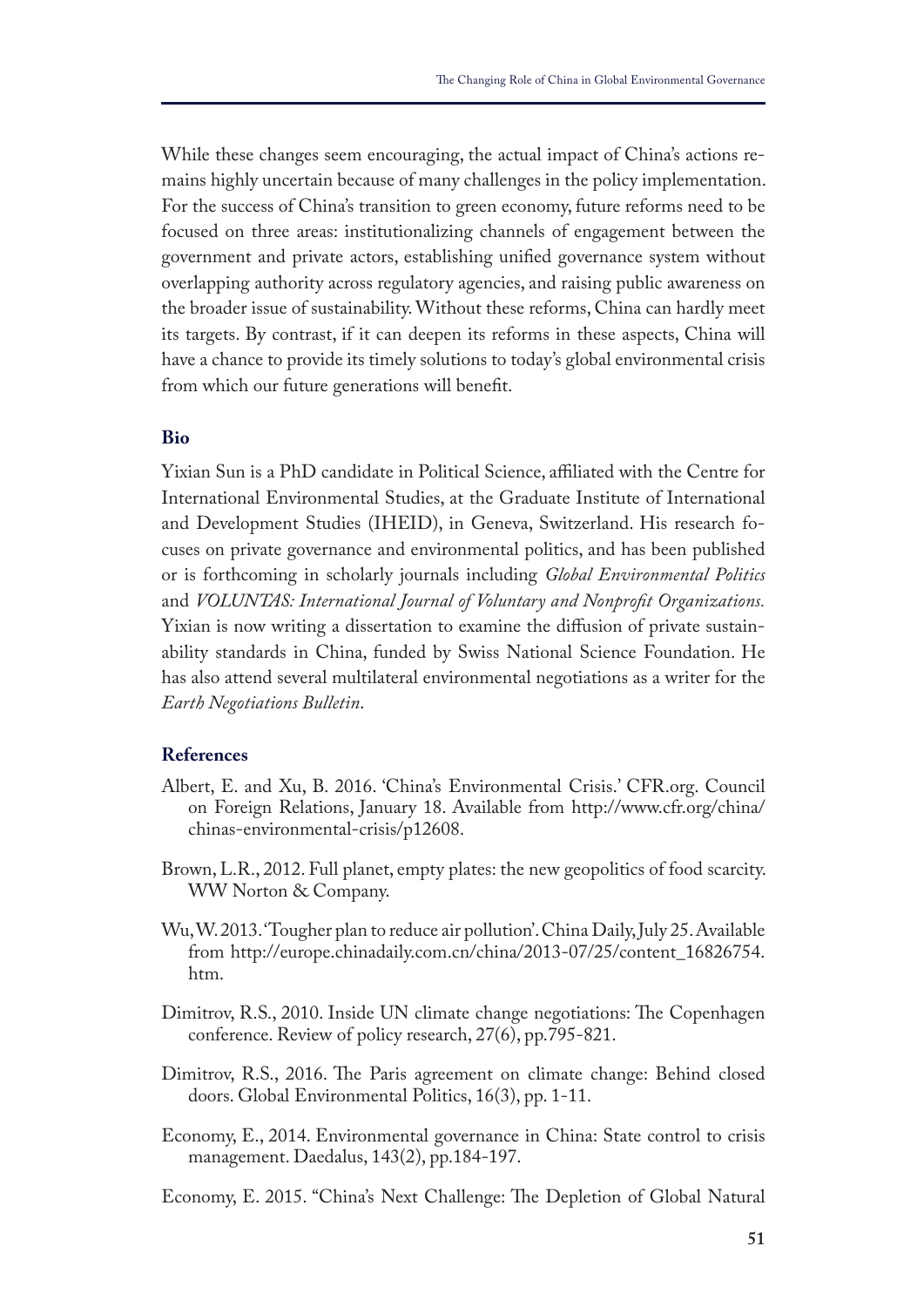While these changes seem encouraging, the actual impact of China's actions remains highly uncertain because of many challenges in the policy implementation. For the success of China's transition to green economy, future reforms need to be focused on three areas: institutionalizing channels of engagement between the government and private actors, establishing unified governance system without overlapping authority across regulatory agencies, and raising public awareness on the broader issue of sustainability. Without these reforms, China can hardly meet its targets. By contrast, if it can deepen its reforms in these aspects, China will have a chance to provide its timely solutions to today's global environmental crisis from which our future generations will benefit.

## Bio

Yixian Sun is a PhD candidate in Political Science, affiliated with the Centre for International Environmental Studies, at the Graduate Institute of International and Development Studies (IHEID), in Geneva, Switzerland. His research focuses on private governance and environmental politics, and has been published or is forthcoming in scholarly journals including *Global Environmental Politics* and *VOLUNTAS: International Journal of Voluntary and Nonprofit Organizations.* Yixian is now writing a dissertation to examine the diffusion of private sustainability standards in China, funded by Swiss National Science Foundation. He has also attend several multilateral environmental negotiations as a writer for the *Earth Negotiations Bulletin*.

## References

Albert, E. and Xu, B. 2016. 'China's Environmental Crisis.' CFR.org. Council on Foreign Relations, January 18. Available from http://www.cfr.org/china/chinas-environmental-crisis/p12608.

Brown, L.R., 2012. Full planet, empty plates: the new geopolitics of food scarcity. WW Norton & Company.

Wu, W. 2013. 'Tougher plan to reduce air pollution'. China Daily, July 25. Available from http://europe.chinadaily.com.cn/china/2013-07/25/content_16826754.htm.

Dimitrov, R.S., 2010. Inside UN climate change negotiations: The Copenhagen conference. Review of policy research, 27(6), pp.795-821.

Dimitrov, R.S., 2016. The Paris agreement on climate change: Behind closed doors. Global Environmental Politics, 16(3), pp. 1-11.

Economy, E., 2014. Environmental governance in China: State control to crisis management. Daedalus, 143(2), pp.184-197.

Economy, E. 2015. "China's Next Challenge: The Depletion of Global Natural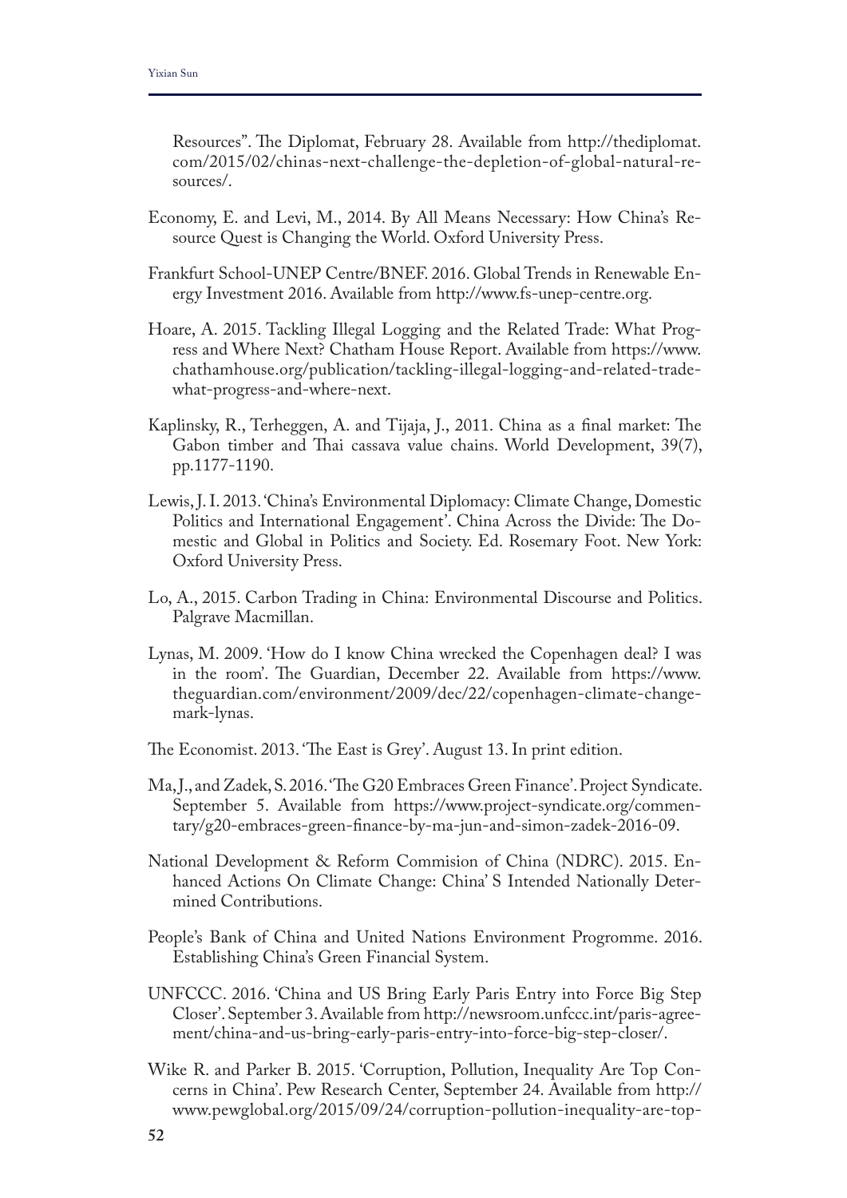Resources". The Diplomat, February 28. Available from http://thediplomat.com/2015/02/chinas-next-challenge-the-depletion-of-global-natural-resources/.

Economy, E. and Levi, M., 2014. By All Means Necessary: How China's Resource Quest is Changing the World. Oxford University Press.

Frankfurt School-UNEP Centre/BNEF. 2016. Global Trends in Renewable Energy Investment 2016. Available from http://www.fs-unep-centre.org.

Hoare, A. 2015. Tackling Illegal Logging and the Related Trade: What Progress and Where Next? Chatham House Report. Available from https://www.chathamhouse.org/publication/tackling-illegal-logging-and-related-trade-what-progress-and-where-next.

Kaplinsky, R., Terheggen, A. and Tijaja, J., 2011. China as a final market: The Gabon timber and Thai cassava value chains. World Development, 39(7), pp.1177-1190.

Lewis, J. I. 2013. 'China's Environmental Diplomacy: Climate Change, Domestic Politics and International Engagement'. China Across the Divide: The Domestic and Global in Politics and Society. Ed. Rosemary Foot. New York: Oxford University Press.

Lo, A., 2015. Carbon Trading in China: Environmental Discourse and Politics. Palgrave Macmillan.

Lynas, M. 2009. 'How do I know China wrecked the Copenhagen deal? I was in the room'. The Guardian, December 22. Available from https://www.theguardian.com/environment/2009/dec/22/copenhagen-climate-change-mark-lynas.

The Economist. 2013. 'The East is Grey'. August 13. In print edition.

Ma, J., and Zadek, S. 2016. 'The G20 Embraces Green Finance'. Project Syndicate. September 5. Available from https://www.project-syndicate.org/commentary/g20-embraces-green-finance-by-ma-jun-and-simon-zadek-2016-09.

National Development & Reform Commision of China (NDRC). 2015. Enhanced Actions On Climate Change: China' S Intended Nationally Determined Contributions.

People's Bank of China and United Nations Environment Progromme. 2016. Establishing China's Green Financial System.

UNFCCC. 2016. 'China and US Bring Early Paris Entry into Force Big Step Closer'. September 3. Available from http://newsroom.unfccc.int/paris-agreement/china-and-us-bring-early-paris-entry-into-force-big-step-closer/.

Wike R. and Parker B. 2015. 'Corruption, Pollution, Inequality Are Top Concerns in China'. Pew Research Center, September 24. Available from http://www.pewglobal.org/2015/09/24/corruption-pollution-inequality-are-top-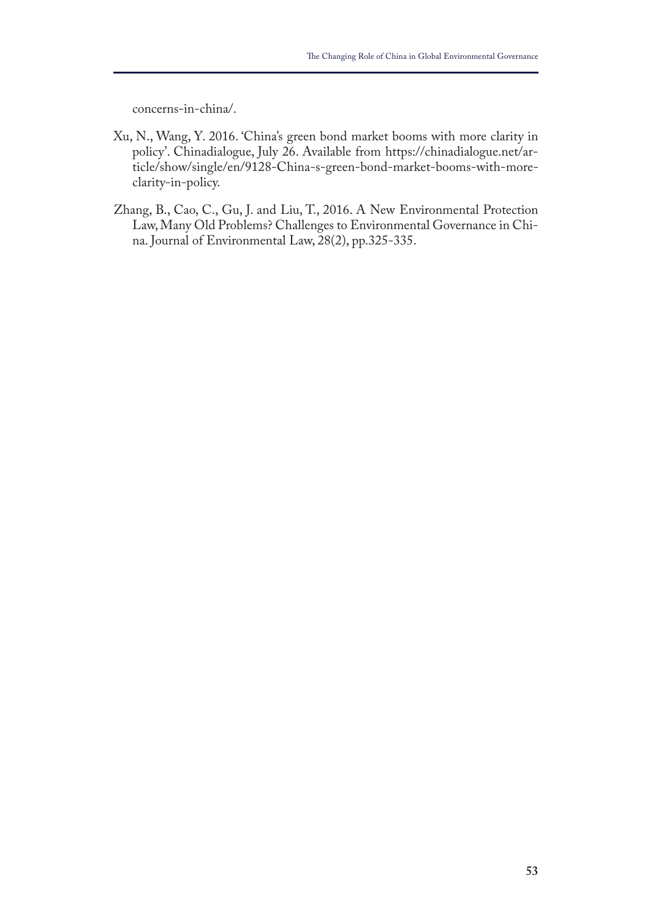concerns-in-china/.

Xu, N., Wang, Y. 2016. 'China's green bond market booms with more clarity in policy'. Chinadialogue, July 26. Available from https://chinadialogue.net/article/show/single/en/9128-China-s-green-bond-market-booms-with-more-clarity-in-policy.

Zhang, B., Cao, C., Gu, J. and Liu, T., 2016. A New Environmental Protection Law, Many Old Problems? Challenges to Environmental Governance in China. Journal of Environmental Law, 28(2), pp.325-335.